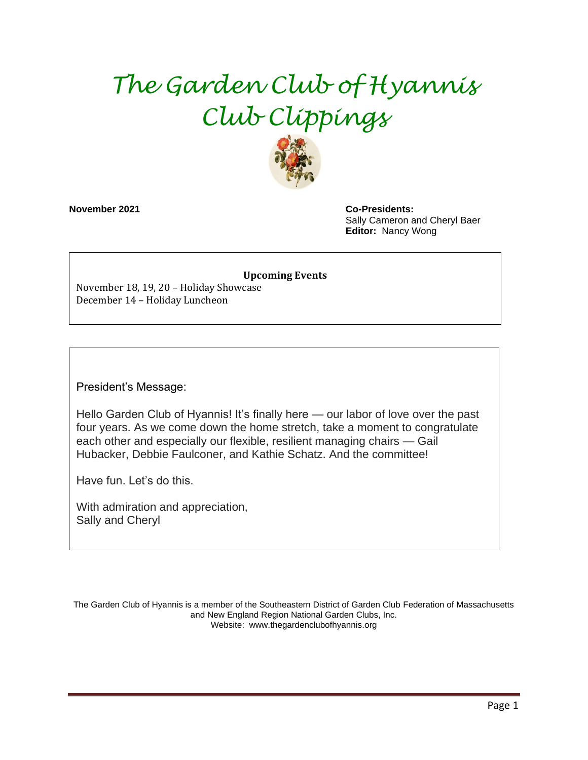# *The Garden Club of Hyannis*
# *Club Clippings*

**November 2021**

**Co-Presidents:**
Sally Cameron and Cheryl Baer
**Editor:** Nancy Wong

**Upcoming Events**

November 18, 19, 20 – Holiday Showcase
December 14 – Holiday Luncheon

President's Message:

Hello Garden Club of Hyannis! It's finally here — our labor of love over the past four years. As we come down the home stretch, take a moment to congratulate each other and especially our flexible, resilient managing chairs — Gail Hubacker, Debbie Faulconer, and Kathie Schatz. And the committee!

Have fun. Let's do this.

With admiration and appreciation,
Sally and Cheryl

The Garden Club of Hyannis is a member of the Southeastern District of Garden Club Federation of Massachusetts and New England Region National Garden Clubs, Inc.
Website: www.thegardenclubofhyannis.org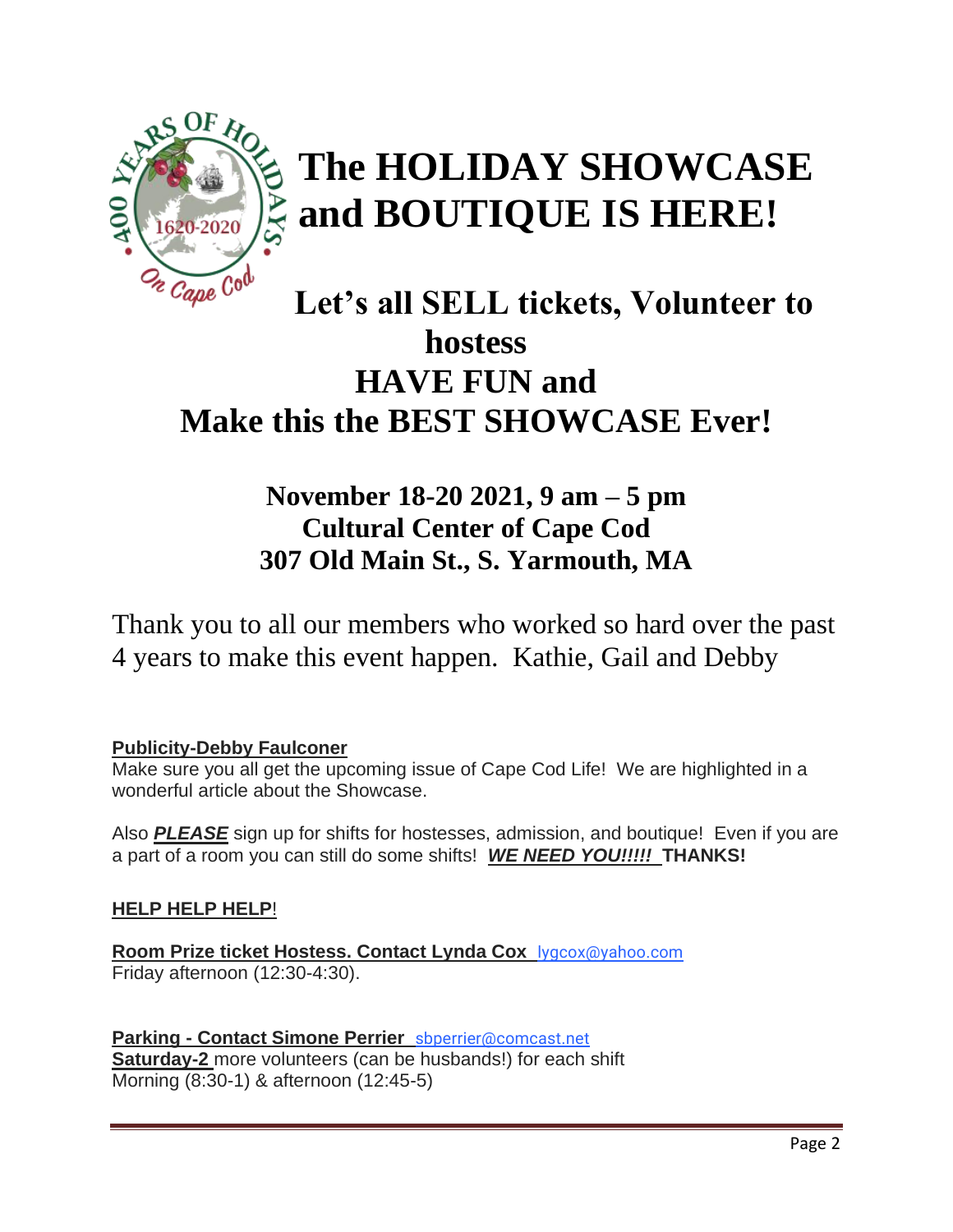# The HOLIDAY SHOWCASE and BOUTIQUE IS HERE!

## Let's all SELL tickets, Volunteer to hostess HAVE FUN and Make this the BEST SHOWCASE Ever!

### November 18-20 2021, 9 am – 5 pm
### Cultural Center of Cape Cod
### 307 Old Main St., S. Yarmouth, MA

Thank you to all our members who worked so hard over the past 4 years to make this event happen. Kathie, Gail and Debby

**Publicity-Debby Faulconer**

Make sure you all get the upcoming issue of Cape Cod Life! We are highlighted in a wonderful article about the Showcase.

Also ***PLEASE*** sign up for shifts for hostesses, admission, and boutique! Even if you are a part of a room you can still do some shifts! ***WE NEED YOU!!!!!*** **THANKS!**

**HELP HELP HELP!**

**Room Prize ticket Hostess. Contact Lynda Cox** lygcox@yahoo.com
Friday afternoon (12:30-4:30).

**Parking - Contact Simone Perrier** sbperrier@comcast.net
**Saturday-2** more volunteers (can be husbands!) for each shift
Morning (8:30-1) & afternoon (12:45-5)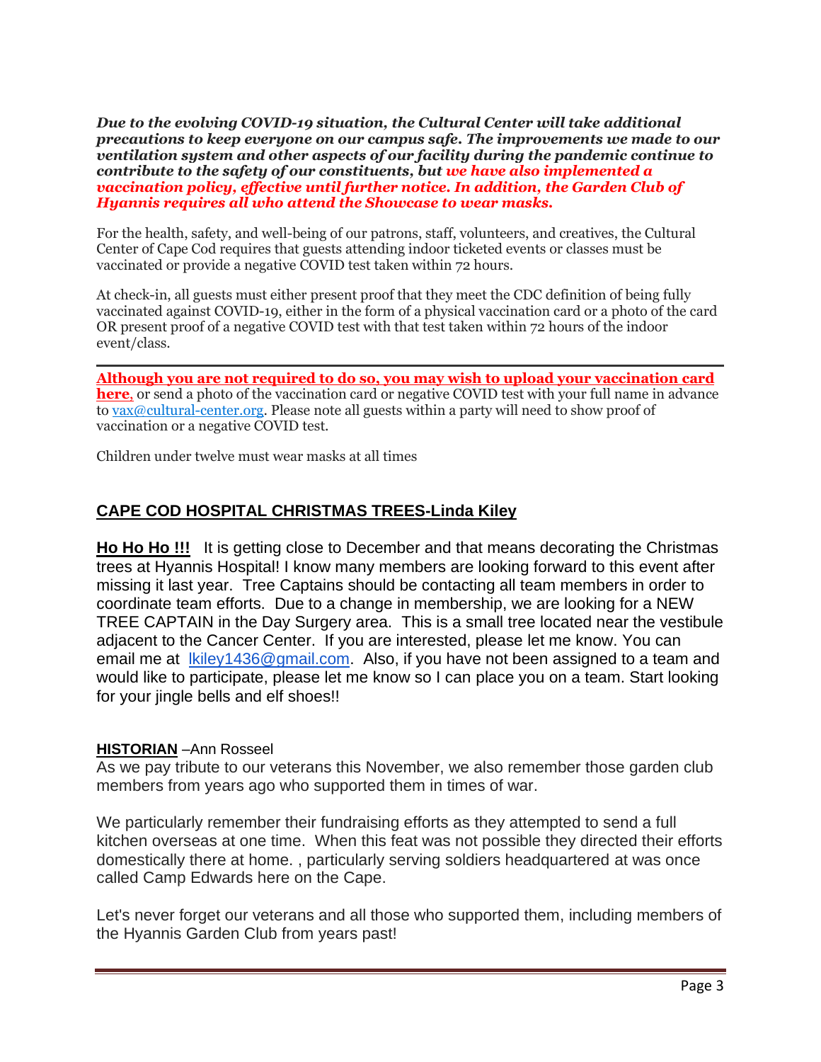***Due to the evolving COVID-19 situation, the Cultural Center will take additional precautions to keep everyone on our campus safe. The improvements we made to our ventilation system and other aspects of our facility during the pandemic continue to contribute to the safety of our constituents, but we have also implemented a vaccination policy, effective until further notice. In addition, the Garden Club of Hyannis requires all who attend the Showcase to wear masks.***

For the health, safety, and well-being of our patrons, staff, volunteers, and creatives, the Cultural Center of Cape Cod requires that guests attending indoor ticketed events or classes must be vaccinated or provide a negative COVID test taken within 72 hours.

At check-in, all guests must either present proof that they meet the CDC definition of being fully vaccinated against COVID-19, either in the form of a physical vaccination card or a photo of the card OR present proof of a negative COVID test with that test taken within 72 hours of the indoor event/class.

---

**Although you are not required to do so, you may wish to upload your vaccination card here**, or send a photo of the vaccination card or negative COVID test with your full name in advance to vax@cultural-center.org. Please note all guests within a party will need to show proof of vaccination or a negative COVID test.

Children under twelve must wear masks at all times

## CAPE COD HOSPITAL CHRISTMAS TREES-Linda Kiley

**Ho Ho Ho !!!** It is getting close to December and that means decorating the Christmas trees at Hyannis Hospital! I know many members are looking forward to this event after missing it last year. Tree Captains should be contacting all team members in order to coordinate team efforts. Due to a change in membership, we are looking for a NEW TREE CAPTAIN in the Day Surgery area. This is a small tree located near the vestibule adjacent to the Cancer Center. If you are interested, please let me know. You can email me at lkiley1436@gmail.com. Also, if you have not been assigned to a team and would like to participate, please let me know so I can place you on a team. Start looking for your jingle bells and elf shoes!!

**HISTORIAN** –Ann Rosseel

As we pay tribute to our veterans this November, we also remember those garden club members from years ago who supported them in times of war.

We particularly remember their fundraising efforts as they attempted to send a full kitchen overseas at one time. When this feat was not possible they directed their efforts domestically there at home. , particularly serving soldiers headquartered at was once called Camp Edwards here on the Cape.

Let's never forget our veterans and all those who supported them, including members of the Hyannis Garden Club from years past!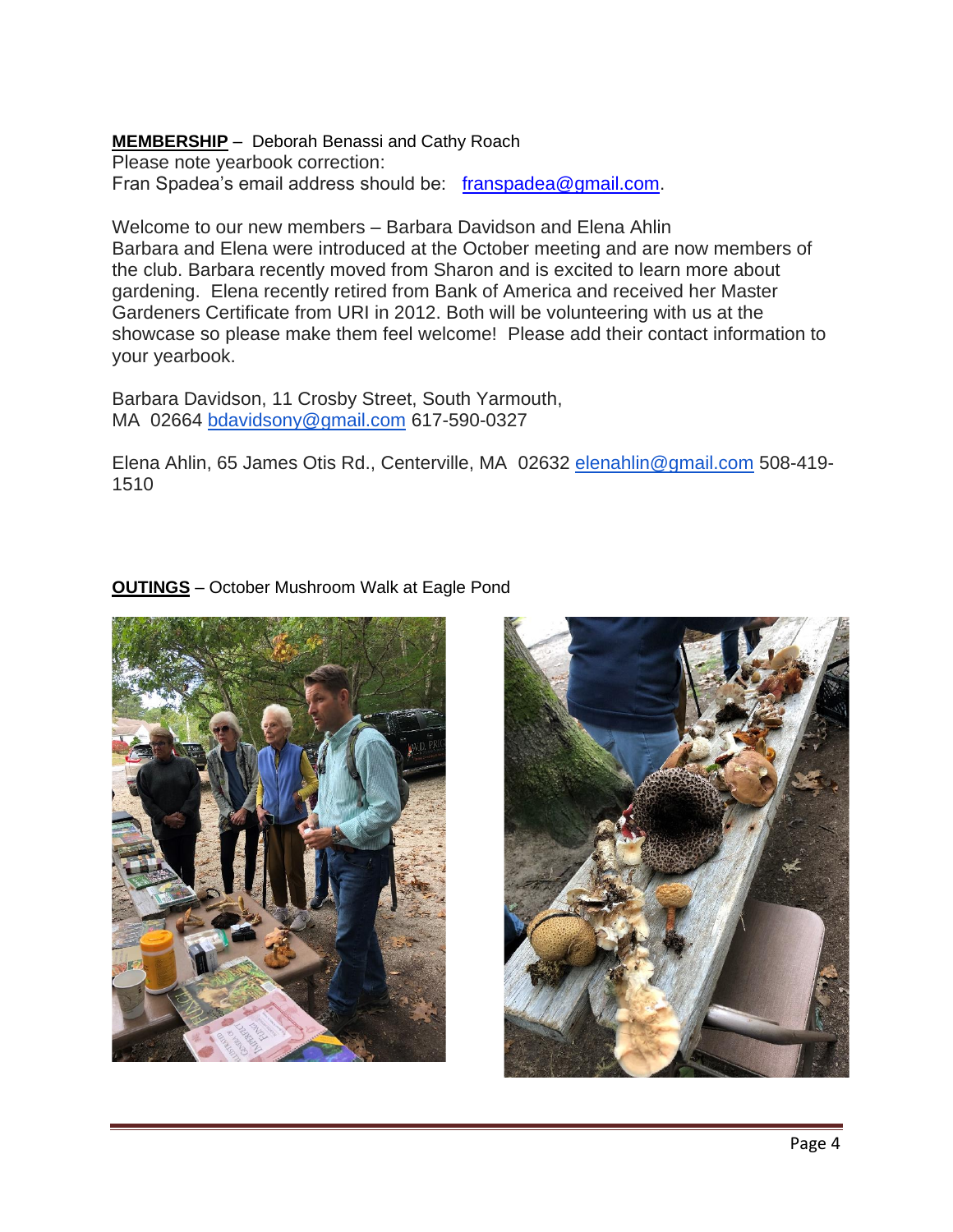**MEMBERSHIP** – Deborah Benassi and Cathy Roach
Please note yearbook correction:
Fran Spadea's email address should be: franspadea@gmail.com.

Welcome to our new members – Barbara Davidson and Elena Ahlin
Barbara and Elena were introduced at the October meeting and are now members of the club. Barbara recently moved from Sharon and is excited to learn more about gardening. Elena recently retired from Bank of America and received her Master Gardeners Certificate from URI in 2012. Both will be volunteering with us at the showcase so please make them feel welcome! Please add their contact information to your yearbook.

Barbara Davidson, 11 Crosby Street, South Yarmouth, MA 02664 bdavidsony@gmail.com 617-590-0327

Elena Ahlin, 65 James Otis Rd., Centerville, MA 02632 elenahlin@gmail.com 508-419-1510

**OUTINGS** – October Mushroom Walk at Eagle Pond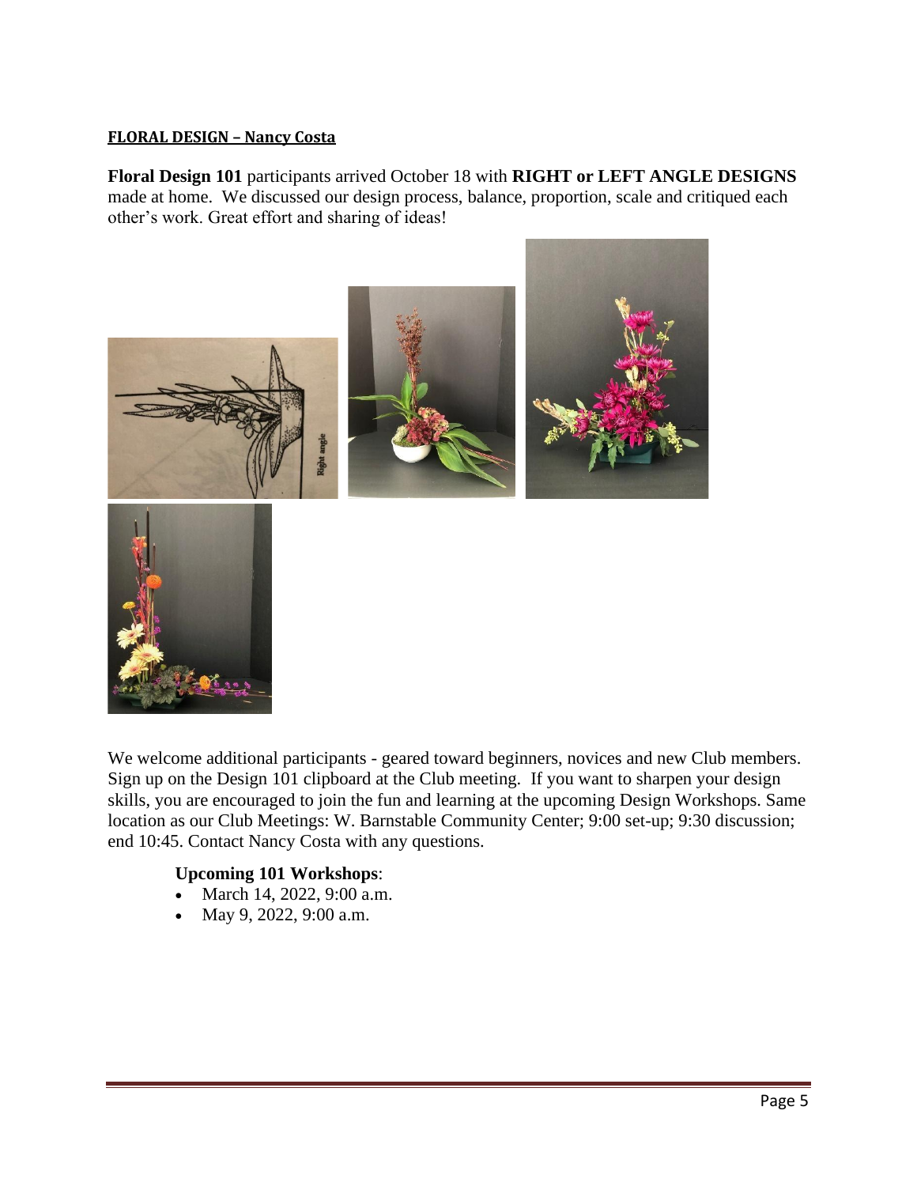**FLORAL DESIGN – Nancy Costa**

**Floral Design 101** participants arrived October 18 with **RIGHT or LEFT ANGLE DESIGNS** made at home. We discussed our design process, balance, proportion, scale and critiqued each other's work. Great effort and sharing of ideas!

We welcome additional participants - geared toward beginners, novices and new Club members. Sign up on the Design 101 clipboard at the Club meeting. If you want to sharpen your design skills, you are encouraged to join the fun and learning at the upcoming Design Workshops. Same location as our Club Meetings: W. Barnstable Community Center; 9:00 set-up; 9:30 discussion; end 10:45. Contact Nancy Costa with any questions.

**Upcoming 101 Workshops**:

- March 14, 2022, 9:00 a.m.
- May 9, 2022, 9:00 a.m.